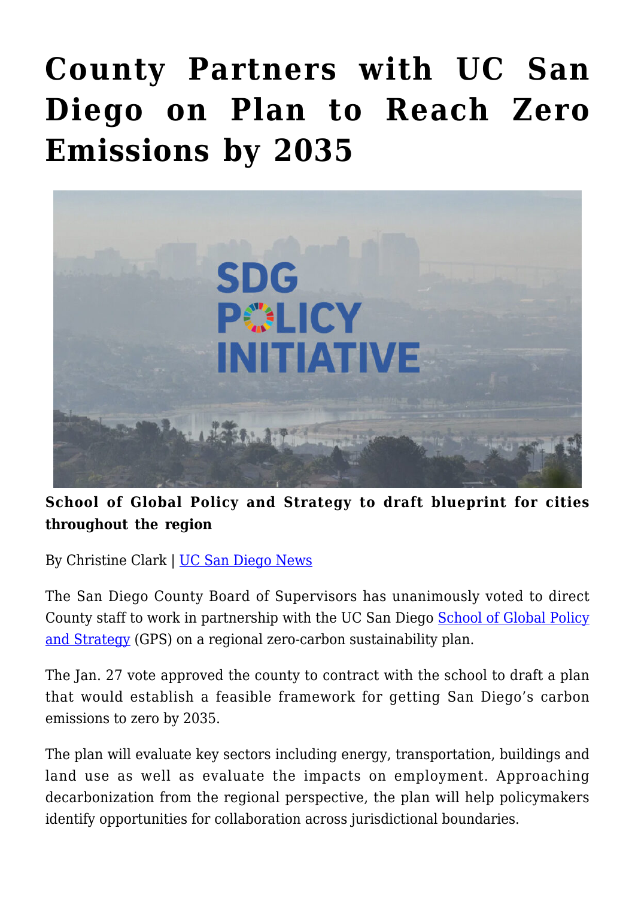# County Partners with UC San Diego on Plan to Reach Zero Emissions by 2035

**School of Global Policy and Strategy to draft blueprint for cities throughout the region**

By Christine Clark | UC San Diego News

The San Diego County Board of Supervisors has unanimously voted to direct County staff to work in partnership with the UC San Diego School of Global Policy and Strategy (GPS) on a regional zero-carbon sustainability plan.

The Jan. 27 vote approved the county to contract with the school to draft a plan that would establish a feasible framework for getting San Diego's carbon emissions to zero by 2035.

The plan will evaluate key sectors including energy, transportation, buildings and land use as well as evaluate the impacts on employment. Approaching decarbonization from the regional perspective, the plan will help policymakers identify opportunities for collaboration across jurisdictional boundaries.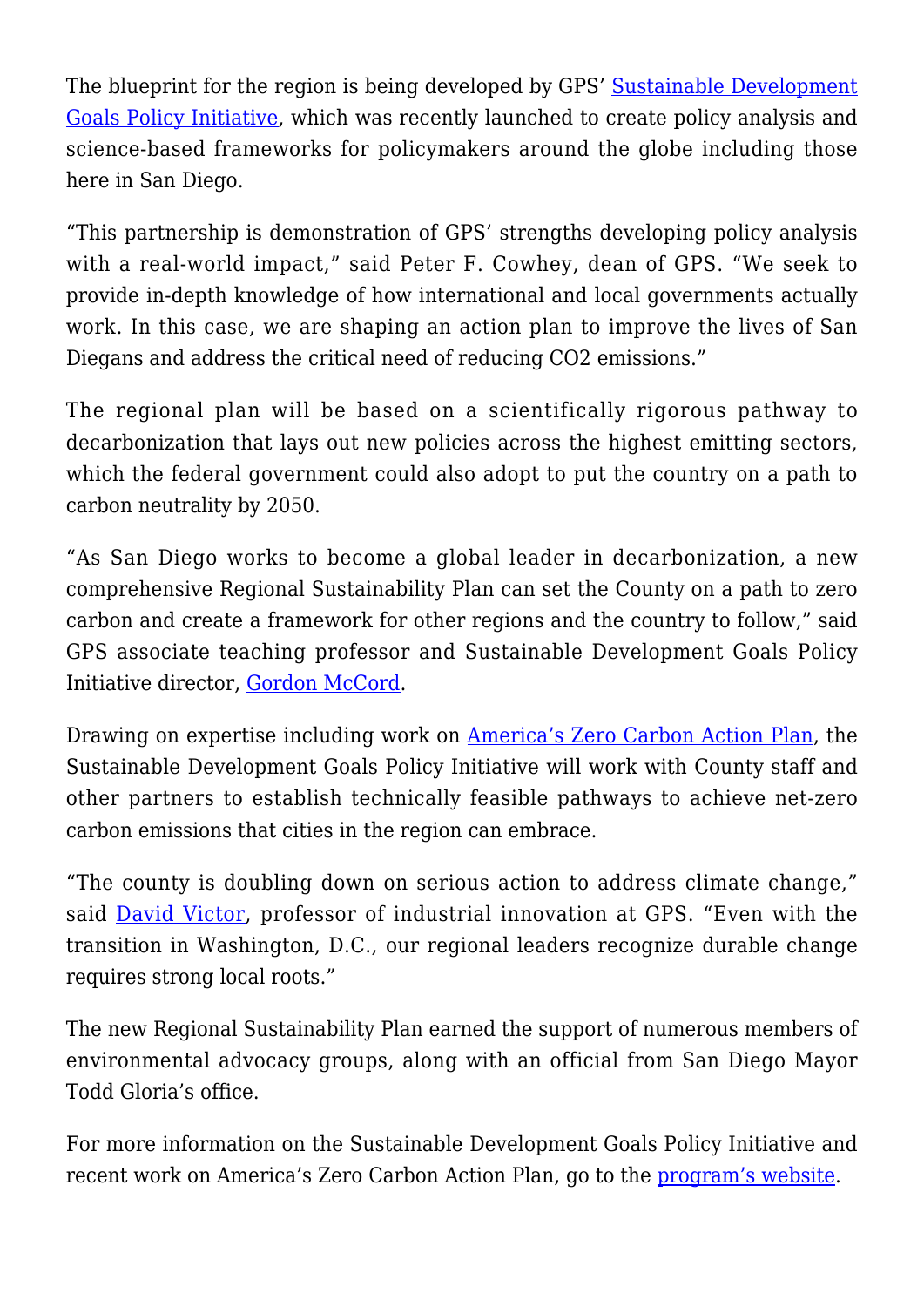The blueprint for the region is being developed by GPS' Sustainable Development Goals Policy Initiative, which was recently launched to create policy analysis and science-based frameworks for policymakers around the globe including those here in San Diego.

"This partnership is demonstration of GPS' strengths developing policy analysis with a real-world impact," said Peter F. Cowhey, dean of GPS. "We seek to provide in-depth knowledge of how international and local governments actually work. In this case, we are shaping an action plan to improve the lives of San Diegans and address the critical need of reducing $CO_2$ emissions."

The regional plan will be based on a scientifically rigorous pathway to decarbonization that lays out new policies across the highest emitting sectors, which the federal government could also adopt to put the country on a path to carbon neutrality by 2050.

"As San Diego works to become a global leader in decarbonization, a new comprehensive Regional Sustainability Plan can set the County on a path to zero carbon and create a framework for other regions and the country to follow," said GPS associate teaching professor and Sustainable Development Goals Policy Initiative director, Gordon McCord.

Drawing on expertise including work on America's Zero Carbon Action Plan, the Sustainable Development Goals Policy Initiative will work with County staff and other partners to establish technically feasible pathways to achieve net-zero carbon emissions that cities in the region can embrace.

"The county is doubling down on serious action to address climate change," said David Victor, professor of industrial innovation at GPS. "Even with the transition in Washington, D.C., our regional leaders recognize durable change requires strong local roots."

The new Regional Sustainability Plan earned the support of numerous members of environmental advocacy groups, along with an official from San Diego Mayor Todd Gloria's office.

For more information on the Sustainable Development Goals Policy Initiative and recent work on America's Zero Carbon Action Plan, go to the program's website.